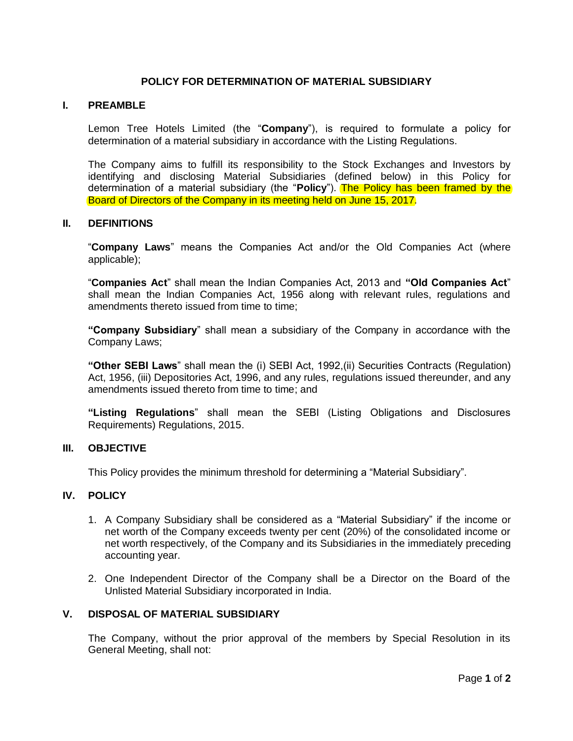# POLICY FOR DETERMINATION OF MATERIAL SUBSIDIARY

## I. PREAMBLE

Lemon Tree Hotels Limited (the "**Company**"), is required to formulate a policy for determination of a material subsidiary in accordance with the Listing Regulations.

The Company aims to fulfill its responsibility to the Stock Exchanges and Investors by identifying and disclosing Material Subsidiaries (defined below) in this Policy for determination of a material subsidiary (the "**Policy**"). The Policy has been framed by the Board of Directors of the Company in its meeting held on June 15, 2017.

## II. DEFINITIONS

"**Company Laws**" means the Companies Act and/or the Old Companies Act (where applicable);

"**Companies Act**" shall mean the Indian Companies Act, 2013 and **"Old Companies Act**" shall mean the Indian Companies Act, 1956 along with relevant rules, regulations and amendments thereto issued from time to time;

**"Company Subsidiary**" shall mean a subsidiary of the Company in accordance with the Company Laws;

**"Other SEBI Laws**" shall mean the (i) SEBI Act, 1992,(ii) Securities Contracts (Regulation) Act, 1956, (iii) Depositories Act, 1996, and any rules, regulations issued thereunder, and any amendments issued thereto from time to time; and

**"Listing Regulations**" shall mean the SEBI (Listing Obligations and Disclosures Requirements) Regulations, 2015.

## III. OBJECTIVE

This Policy provides the minimum threshold for determining a "Material Subsidiary".

## IV. POLICY

1. A Company Subsidiary shall be considered as a "Material Subsidiary" if the income or net worth of the Company exceeds twenty per cent (20%) of the consolidated income or net worth respectively, of the Company and its Subsidiaries in the immediately preceding accounting year.
2. One Independent Director of the Company shall be a Director on the Board of the Unlisted Material Subsidiary incorporated in India.

## V. DISPOSAL OF MATERIAL SUBSIDIARY

The Company, without the prior approval of the members by Special Resolution in its General Meeting, shall not: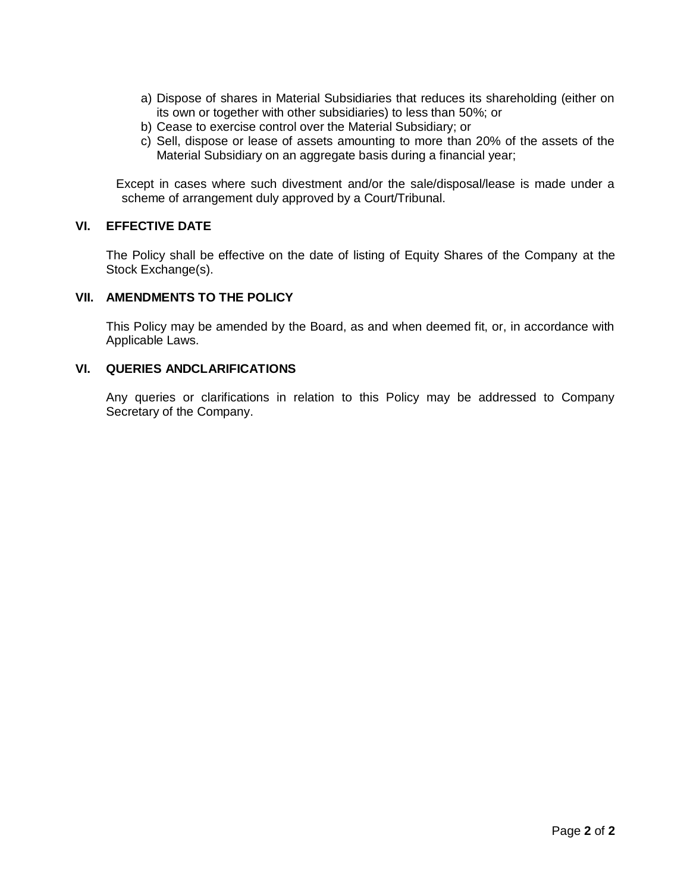a) Dispose of shares in Material Subsidiaries that reduces its shareholding (either on its own or together with other subsidiaries) to less than 50%; or
b) Cease to exercise control over the Material Subsidiary; or
c) Sell, dispose or lease of assets amounting to more than 20% of the assets of the Material Subsidiary on an aggregate basis during a financial year;

Except in cases where such divestment and/or the sale/disposal/lease is made under a scheme of arrangement duly approved by a Court/Tribunal.

## VI. EFFECTIVE DATE

The Policy shall be effective on the date of listing of Equity Shares of the Company at the Stock Exchange(s).

## VII. AMENDMENTS TO THE POLICY

This Policy may be amended by the Board, as and when deemed fit, or, in accordance with Applicable Laws.

## VI. QUERIES ANDCLARIFICATIONS

Any queries or clarifications in relation to this Policy may be addressed to Company Secretary of the Company.